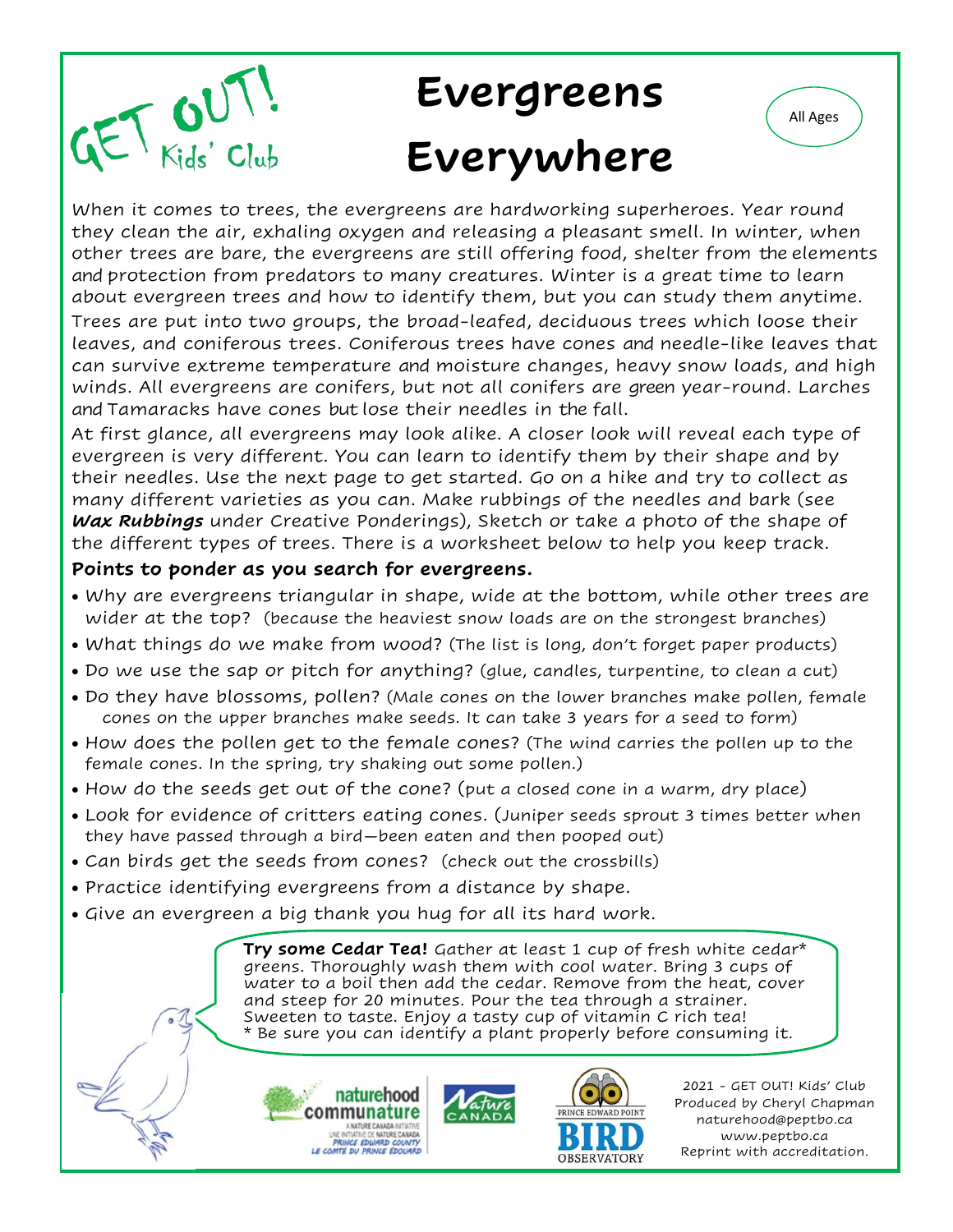GET OUT! Kids' Club

# Evergreens Everywhere

All Ages

When it comes to trees, the evergreens are hardworking superheroes. Year round they clean the air, exhaling oxygen and releasing a pleasant smell. In winter, when other trees are bare, the evergreens are still offering food, shelter from the elements and protection from predators to many creatures. Winter is a great time to learn about evergreen trees and how to identify them, but you can study them anytime.

Trees are put into two groups, the broad-leafed, deciduous trees which loose their leaves, and coniferous trees. Coniferous trees have cones and needle-like leaves that can survive extreme temperature and moisture changes, heavy snow loads, and high winds. All evergreens are conifers, but not all conifers are green year-round. Larches and Tamaracks have cones but lose their needles in the fall.

At first glance, all evergreens may look alike. A closer look will reveal each type of evergreen is very different. You can learn to identify them by their shape and by their needles. Use the next page to get started. Go on a hike and try to collect as many different varieties as you can. Make rubbings of the needles and bark (see ***Wax Rubbings*** under Creative Ponderings), Sketch or take a photo of the shape of the different types of trees. There is a worksheet below to help you keep track.

**Points to ponder as you search for evergreens.**

- Why are evergreens triangular in shape, wide at the bottom, while other trees are wider at the top? (because the heaviest snow loads are on the strongest branches)
- What things do we make from wood? (The list is long, don't forget paper products)
- Do we use the sap or pitch for anything? (glue, candles, turpentine, to clean a cut)
- Do they have blossoms, pollen? (Male cones on the lower branches make pollen, female cones on the upper branches make seeds. It can take 3 years for a seed to form)
- How does the pollen get to the female cones? (The wind carries the pollen up to the female cones. In the spring, try shaking out some pollen.)
- How do the seeds get out of the cone? (put a closed cone in a warm, dry place)
- Look for evidence of critters eating cones. (Juniper seeds sprout 3 times better when they have passed through a bird—been eaten and then pooped out)
- Can birds get the seeds from cones? (check out the crossbills)
- Practice identifying evergreens from a distance by shape.
- Give an evergreen a big thank you hug for all its hard work.

**Try some Cedar Tea!** Gather at least 1 cup of fresh white cedar* greens. Thoroughly wash them with cool water. Bring 3 cups of water to a boil then add the cedar. Remove from the heat, cover and steep for 20 minutes. Pour the tea through a strainer. Sweeten to taste. Enjoy a tasty cup of vitamin C rich tea!
* Be sure you can identify a plant properly before consuming it.

2021 - GET OUT! Kids' Club
Produced by Cheryl Chapman
naturehood@peptbo.ca
www.peptbo.ca
Reprint with accreditation.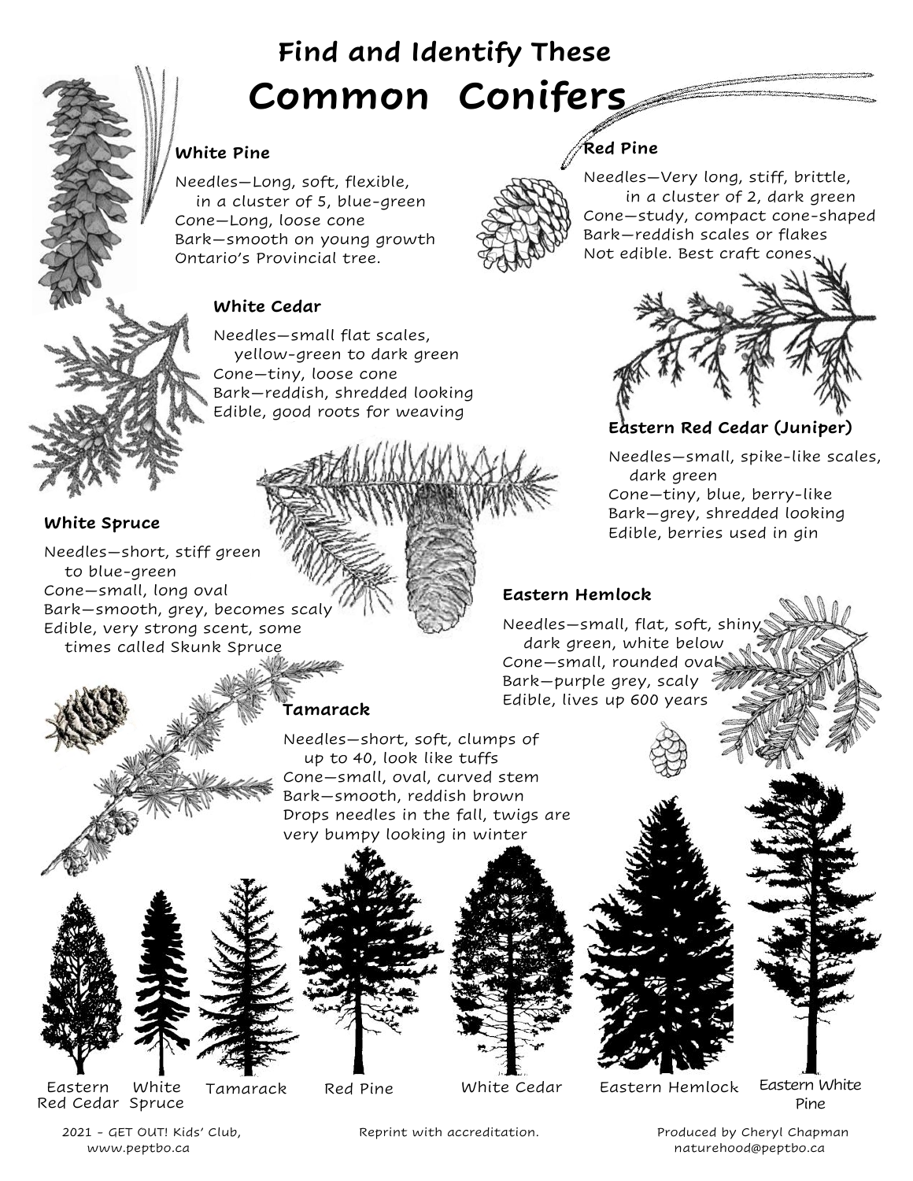## Find and Identify These

# Common Conifers

### White Pine

Needles—Long, soft, flexible, in a cluster of 5, blue-green
Cone—Long, loose cone
Bark—smooth on young growth
Ontario's Provincial tree.

### Red Pine

Needles—Very long, stiff, brittle, in a cluster of 2, dark green
Cone—study, compact cone-shaped
Bark—reddish scales or flakes
Not edible. Best craft cones.

### White Cedar

Needles—small flat scales, yellow-green to dark green
Cone—tiny, loose cone
Bark—reddish, shredded looking
Edible, good roots for weaving

### Eastern Red Cedar (Juniper)

Needles—small, spike-like scales, dark green
Cone—tiny, blue, berry-like
Bark—grey, shredded looking
Edible, berries used in gin

### White Spruce

Needles—short, stiff green to blue-green
Cone—small, long oval
Bark—smooth, grey, becomes scaly
Edible, very strong scent, some times called Skunk Spruce

### Eastern Hemlock

Needles—small, flat, soft, shiny dark green, white below
Cone—small, rounded oval
Bark—purple grey, scaly
Edible, lives up 600 years

### Tamarack

Needles—short, soft, clumps of up to 40, look like tuffs
Cone—small, oval, curved stem
Bark—smooth, reddish brown
Drops needles in the fall, twigs are very bumpy looking in winter

Eastern Red Cedar | White Spruce | Tamarack | Red Pine | White Cedar | Eastern Hemlock | Eastern White Pine

2021 - GET OUT! Kids' Club, www.peptbo.ca

Reprint with accreditation.

Produced by Cheryl Chapman naturehood@peptbo.ca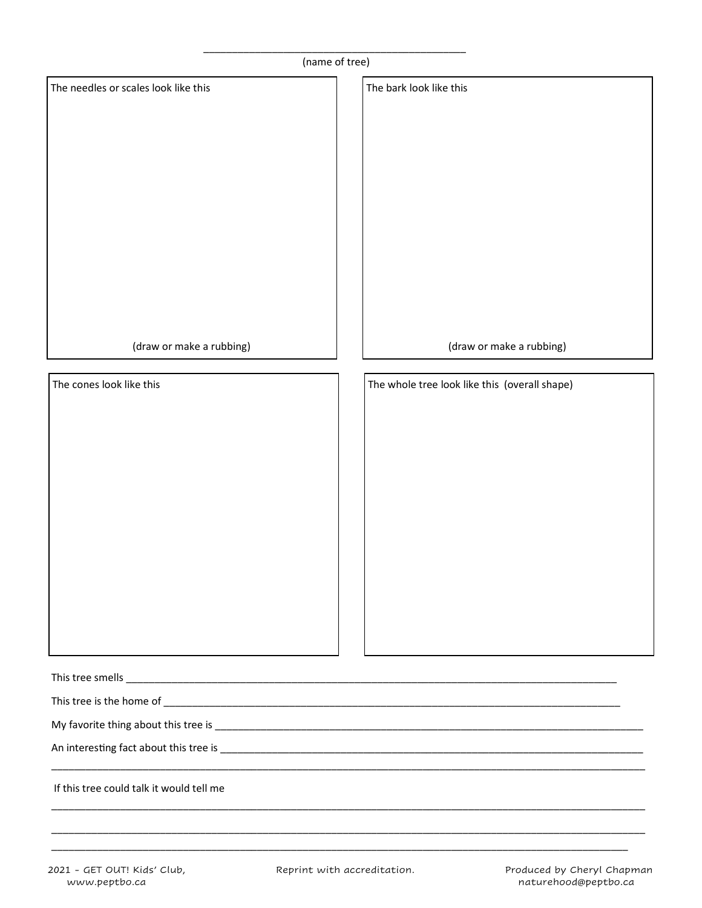\_\_\_\_\_\_\_\_\_\_\_\_\_\_\_\_\_\_\_\_\_\_\_\_\_\_\_\_\_\_\_\_\_\_\_\_\_\_\_\_\_\_\_\_

(name of tree)

| | |
|---|---|
| The needles or scales look like this<br><br><br><br><br>(draw or make a rubbing) | The bark look like this<br><br><br><br><br>(draw or make a rubbing) |
| The cones look like this<br><br><br><br><br> | The whole tree look like this (overall shape)<br><br><br><br><br> |

This tree smells \_\_\_\_\_\_\_\_\_\_\_\_\_\_\_\_\_\_\_\_\_\_\_\_\_\_\_\_\_\_\_\_\_\_\_\_\_\_\_\_\_\_\_\_\_\_\_\_\_\_\_\_\_\_\_\_\_\_\_\_

This tree is the home of \_\_\_\_\_\_\_\_\_\_\_\_\_\_\_\_\_\_\_\_\_\_\_\_\_\_\_\_\_\_\_\_\_\_\_\_\_\_\_\_\_\_\_\_\_\_\_\_\_\_\_\_\_\_

My favorite thing about this tree is \_\_\_\_\_\_\_\_\_\_\_\_\_\_\_\_\_\_\_\_\_\_\_\_\_\_\_\_\_\_\_\_\_\_\_\_\_\_\_\_\_\_\_\_\_\_\_\_

An interesting fact about this tree is \_\_\_\_\_\_\_\_\_\_\_\_\_\_\_\_\_\_\_\_\_\_\_\_\_\_\_\_\_\_\_\_\_\_\_\_\_\_\_\_\_\_\_\_\_\_\_

\_\_\_\_\_\_\_\_\_\_\_\_\_\_\_\_\_\_\_\_\_\_\_\_\_\_\_\_\_\_\_\_\_\_\_\_\_\_\_\_\_\_\_\_\_\_\_\_\_\_\_\_\_\_\_\_\_\_\_\_\_\_\_\_\_\_\_\_\_\_\_\_\_\_

If this tree could talk it would tell me

\_\_\_\_\_\_\_\_\_\_\_\_\_\_\_\_\_\_\_\_\_\_\_\_\_\_\_\_\_\_\_\_\_\_\_\_\_\_\_\_\_\_\_\_\_\_\_\_\_\_\_\_\_\_\_\_\_\_\_\_\_\_\_\_\_\_\_\_\_\_\_\_\_\_

\_\_\_\_\_\_\_\_\_\_\_\_\_\_\_\_\_\_\_\_\_\_\_\_\_\_\_\_\_\_\_\_\_\_\_\_\_\_\_\_\_\_\_\_\_\_\_\_\_\_\_\_\_\_\_\_\_\_\_\_\_\_\_\_\_\_\_\_\_\_\_\_\_\_

\_\_\_\_\_\_\_\_\_\_\_\_\_\_\_\_\_\_\_\_\_\_\_\_\_\_\_\_\_\_\_\_\_\_\_\_\_\_\_\_\_\_\_\_\_\_\_\_\_\_\_\_\_\_\_\_\_\_\_\_\_\_\_\_\_\_\_\_\_\_\_\_

2021 - GET OUT! Kids' Club, www.peptbo.ca

Reprint with accreditation.

Produced by Cheryl Chapman naturehood@peptbo.ca